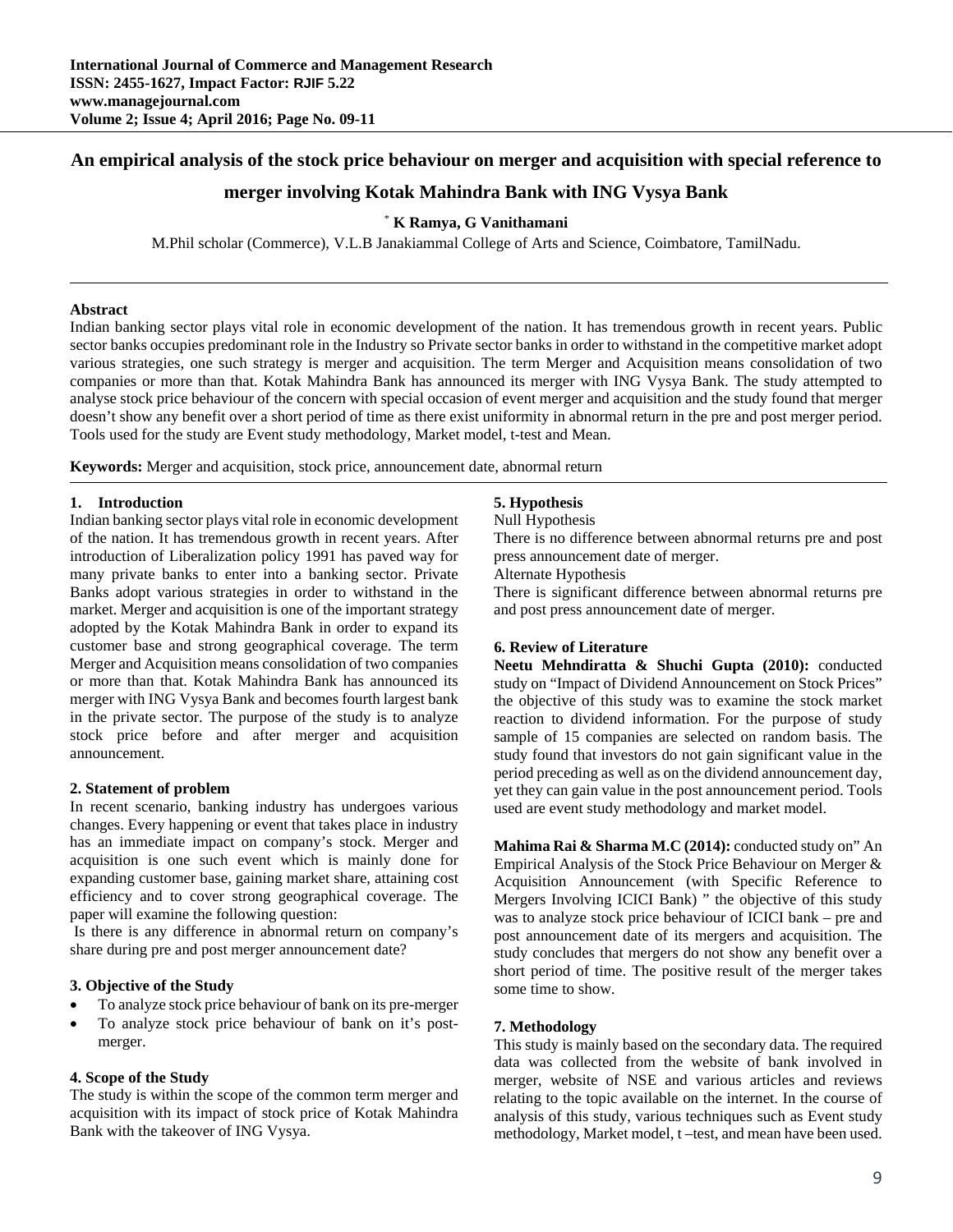# An empirical analysis of the stock price behaviour on merger and acquisition with special reference to merger involving Kotak Mahindra Bank with ING Vysya Bank

**\* K Ramya, G Vanithamani**

M.Phil scholar (Commerce), V.L.B Janakiammal College of Arts and Science, Coimbatore, TamilNadu.

**Abstract**

Indian banking sector plays vital role in economic development of the nation. It has tremendous growth in recent years. Public sector banks occupies predominant role in the Industry so Private sector banks in order to withstand in the competitive market adopt various strategies, one such strategy is merger and acquisition. The term Merger and Acquisition means consolidation of two companies or more than that. Kotak Mahindra Bank has announced its merger with ING Vysya Bank. The study attempted to analyse stock price behaviour of the concern with special occasion of event merger and acquisition and the study found that merger doesn't show any benefit over a short period of time as there exist uniformity in abnormal return in the pre and post merger period. Tools used for the study are Event study methodology, Market model, t-test and Mean.

**Keywords:** Merger and acquisition, stock price, announcement date, abnormal return

## 1. Introduction

Indian banking sector plays vital role in economic development of the nation. It has tremendous growth in recent years. After introduction of Liberalization policy 1991 has paved way for many private banks to enter into a banking sector. Private Banks adopt various strategies in order to withstand in the market. Merger and acquisition is one of the important strategy adopted by the Kotak Mahindra Bank in order to expand its customer base and strong geographical coverage. The term Merger and Acquisition means consolidation of two companies or more than that. Kotak Mahindra Bank has announced its merger with ING Vysya Bank and becomes fourth largest bank in the private sector. The purpose of the study is to analyze stock price before and after merger and acquisition announcement.

## 2. Statement of problem

In recent scenario, banking industry has undergoes various changes. Every happening or event that takes place in industry has an immediate impact on company's stock. Merger and acquisition is one such event which is mainly done for expanding customer base, gaining market share, attaining cost efficiency and to cover strong geographical coverage. The paper will examine the following question:

Is there is any difference in abnormal return on company's share during pre and post merger announcement date?

## 3. Objective of the Study

- To analyze stock price behaviour of bank on its pre-merger
- To analyze stock price behaviour of bank on it's post-merger.

## 4. Scope of the Study

The study is within the scope of the common term merger and acquisition with its impact of stock price of Kotak Mahindra Bank with the takeover of ING Vysya.

## 5. Hypothesis

Null Hypothesis

There is no difference between abnormal returns pre and post press announcement date of merger.

Alternate Hypothesis

There is significant difference between abnormal returns pre and post press announcement date of merger.

## 6. Review of Literature

**Neetu Mehndiratta & Shuchi Gupta (2010):** conducted study on "Impact of Dividend Announcement on Stock Prices" the objective of this study was to examine the stock market reaction to dividend information. For the purpose of study sample of 15 companies are selected on random basis. The study found that investors do not gain significant value in the period preceding as well as on the dividend announcement day, yet they can gain value in the post announcement period. Tools used are event study methodology and market model.

**Mahima Rai & Sharma M.C (2014):** conducted study on" An Empirical Analysis of the Stock Price Behaviour on Merger & Acquisition Announcement (with Specific Reference to Mergers Involving ICICI Bank) " the objective of this study was to analyze stock price behaviour of ICICI bank – pre and post announcement date of its mergers and acquisition. The study concludes that mergers do not show any benefit over a short period of time. The positive result of the merger takes some time to show.

## 7. Methodology

This study is mainly based on the secondary data. The required data was collected from the website of bank involved in merger, website of NSE and various articles and reviews relating to the topic available on the internet. In the course of analysis of this study, various techniques such as Event study methodology, Market model, t –test, and mean have been used.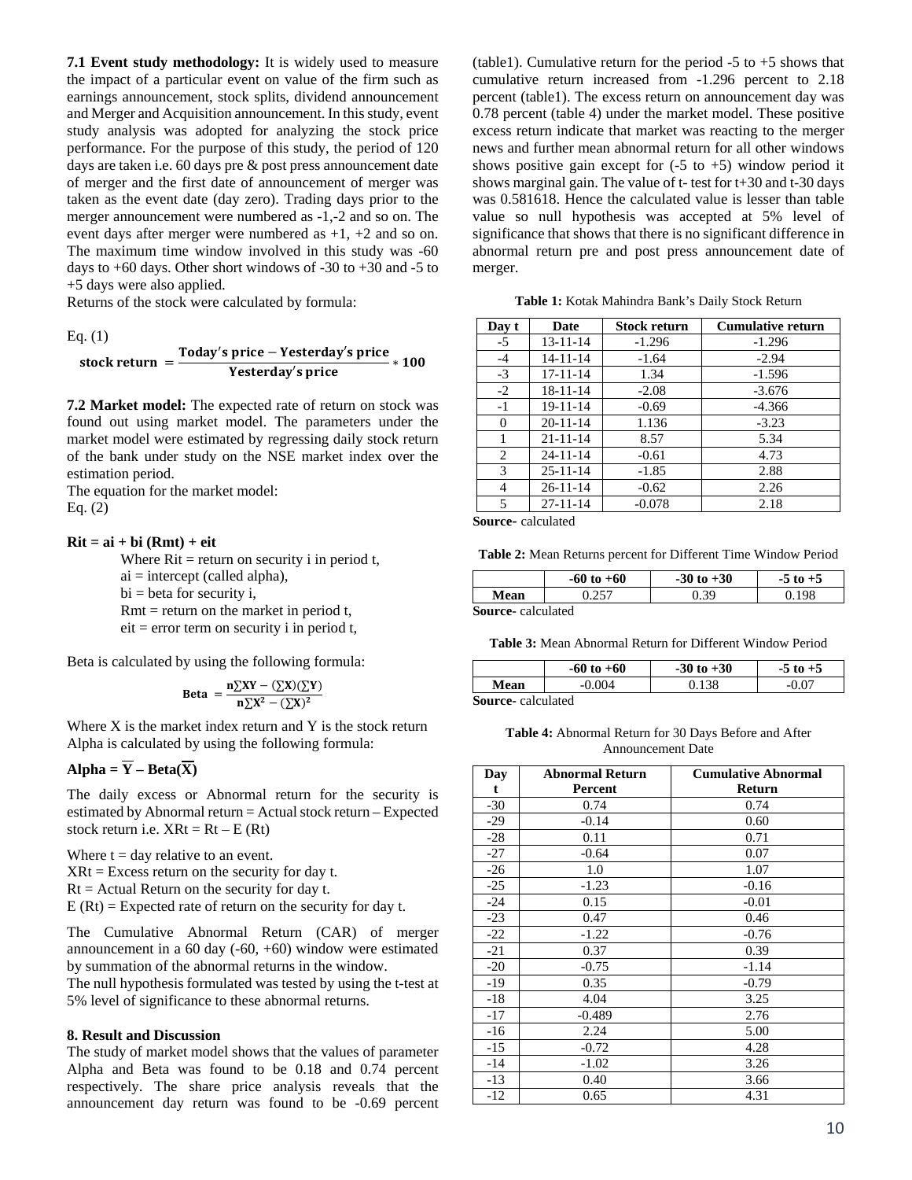**7.1 Event study methodology:** It is widely used to measure the impact of a particular event on value of the firm such as earnings announcement, stock splits, dividend announcement and Merger and Acquisition announcement. In this study, event study analysis was adopted for analyzing the stock price performance. For the purpose of this study, the period of 120 days are taken i.e. 60 days pre & post press announcement date of merger and the first date of announcement of merger was taken as the event date (day zero). Trading days prior to the merger announcement were numbered as -1,-2 and so on. The event days after merger were numbered as +1, +2 and so on. The maximum time window involved in this study was -60 days to +60 days. Other short windows of -30 to +30 and -5 to +5 days were also applied.

Returns of the stock were calculated by formula:

Eq. (1)

$$\textbf{stock return} = \frac{\textbf{Today's price} - \textbf{Yesterday's price}}{\textbf{Yesterday's price}} * \textbf{100}$$

**7.2 Market model:** The expected rate of return on stock was found out using market model. The parameters under the market model were estimated by regressing daily stock return of the bank under study on the NSE market index over the estimation period.

The equation for the market model:

Eq. (2)

**Rit = ai + bi (Rmt) + eit**

Where Rit = return on security i in period t,
ai = intercept (called alpha),
bi = beta for security i,
Rmt = return on the market in period t,
eit = error term on security i in period t,

Beta is calculated by using the following formula:

$$\textbf{Beta} = \frac{\mathbf{n\sum XY - (\sum X)(\sum Y)}}{\mathbf{n\sum X^2 - (\sum X)^2}}$$

Where X is the market index return and Y is the stock return

Alpha is calculated by using the following formula:

$$\textbf{Alpha} = \overline{\mathbf{Y}} - \textbf{Beta}(\overline{\mathbf{X}})$$

The daily excess or Abnormal return for the security is estimated by Abnormal return = Actual stock return – Expected stock return i.e. XRt = Rt – E (Rt)

Where t = day relative to an event.
XRt = Excess return on the security for day t.
Rt = Actual Return on the security for day t.
E (Rt) = Expected rate of return on the security for day t.

The Cumulative Abnormal Return (CAR) of merger announcement in a 60 day (-60, +60) window were estimated by summation of the abnormal returns in the window.

The null hypothesis formulated was tested by using the t-test at 5% level of significance to these abnormal returns.

## 8. Result and Discussion

The study of market model shows that the values of parameter Alpha and Beta was found to be 0.18 and 0.74 percent respectively. The share price analysis reveals that the announcement day return was found to be -0.69 percent (table1). Cumulative return for the period -5 to +5 shows that cumulative return increased from -1.296 percent to 2.18 percent (table1). The excess return on announcement day was 0.78 percent (table 4) under the market model. These positive excess return indicate that market was reacting to the merger news and further mean abnormal return for all other windows shows positive gain except for (-5 to +5) window period it shows marginal gain. The value of t- test for t+30 and t-30 days was 0.581618. Hence the calculated value is lesser than table value so null hypothesis was accepted at 5% level of significance that shows that there is no significant difference in abnormal return pre and post press announcement date of merger.

**Table 1:** Kotak Mahindra Bank's Daily Stock Return

| Day t | Date | Stock return | Cumulative return |
|---|---|---|---|
| -5 | 13-11-14 | -1.296 | -1.296 |
| -4 | 14-11-14 | -1.64 | -2.94 |
| -3 | 17-11-14 | 1.34 | -1.596 |
| -2 | 18-11-14 | -2.08 | -3.676 |
| -1 | 19-11-14 | -0.69 | -4.366 |
| 0 | 20-11-14 | 1.136 | -3.23 |
| 1 | 21-11-14 | 8.57 | 5.34 |
| 2 | 24-11-14 | -0.61 | 4.73 |
| 3 | 25-11-14 | -1.85 | 2.88 |
| 4 | 26-11-14 | -0.62 | 2.26 |
| 5 | 27-11-14 | -0.078 | 2.18 |

**Source-** calculated

**Table 2:** Mean Returns percent for Different Time Window Period

| | -60 to +60 | -30 to +30 | -5 to +5 |
|---|---|---|---|
| **Mean** | 0.257 | 0.39 | 0.198 |

**Source**- calculated

**Table 3:** Mean Abnormal Return for Different Window Period

| | -60 to +60 | -30 to +30 | -5 to +5 |
|---|---|---|---|
| **Mean** | -0.004 | 0.138 | -0.07 |

**Source**- calculated

**Table 4:** Abnormal Return for 30 Days Before and After Announcement Date

| Day t | Abnormal Return Percent | Cumulative Abnormal Return |
|---|---|---|
| -30 | 0.74 | 0.74 |
| -29 | -0.14 | 0.60 |
| -28 | 0.11 | 0.71 |
| -27 | -0.64 | 0.07 |
| -26 | 1.0 | 1.07 |
| -25 | -1.23 | -0.16 |
| -24 | 0.15 | -0.01 |
| -23 | 0.47 | 0.46 |
| -22 | -1.22 | -0.76 |
| -21 | 0.37 | 0.39 |
| -20 | -0.75 | -1.14 |
| -19 | 0.35 | -0.79 |
| -18 | 4.04 | 3.25 |
| -17 | -0.489 | 2.76 |
| -16 | 2.24 | 5.00 |
| -15 | -0.72 | 4.28 |
| -14 | -1.02 | 3.26 |
| -13 | 0.40 | 3.66 |
| -12 | 0.65 | 4.31 |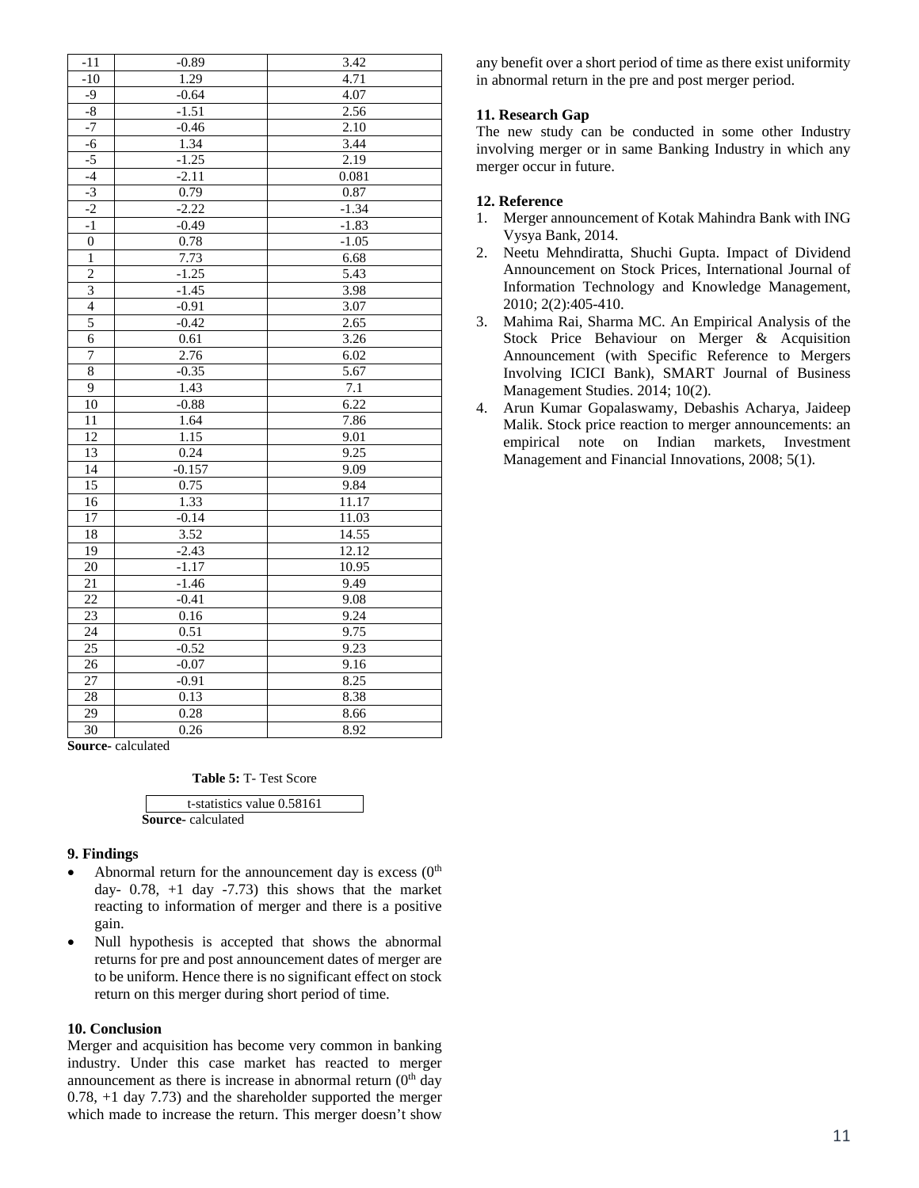| | | |
|---|---|---|
| -11 | -0.89 | 3.42 |
| -10 | 1.29 | 4.71 |
| -9 | -0.64 | 4.07 |
| -8 | -1.51 | 2.56 |
| -7 | -0.46 | 2.10 |
| -6 | 1.34 | 3.44 |
| -5 | -1.25 | 2.19 |
| -4 | -2.11 | 0.081 |
| -3 | 0.79 | 0.87 |
| -2 | -2.22 | -1.34 |
| -1 | -0.49 | -1.83 |
| 0 | 0.78 | -1.05 |
| 1 | 7.73 | 6.68 |
| 2 | -1.25 | 5.43 |
| 3 | -1.45 | 3.98 |
| 4 | -0.91 | 3.07 |
| 5 | -0.42 | 2.65 |
| 6 | 0.61 | 3.26 |
| 7 | 2.76 | 6.02 |
| 8 | -0.35 | 5.67 |
| 9 | 1.43 | 7.1 |
| 10 | -0.88 | 6.22 |
| 11 | 1.64 | 7.86 |
| 12 | 1.15 | 9.01 |
| 13 | 0.24 | 9.25 |
| 14 | -0.157 | 9.09 |
| 15 | 0.75 | 9.84 |
| 16 | 1.33 | 11.17 |
| 17 | -0.14 | 11.03 |
| 18 | 3.52 | 14.55 |
| 19 | -2.43 | 12.12 |
| 20 | -1.17 | 10.95 |
| 21 | -1.46 | 9.49 |
| 22 | -0.41 | 9.08 |
| 23 | 0.16 | 9.24 |
| 24 | 0.51 | 9.75 |
| 25 | -0.52 | 9.23 |
| 26 | -0.07 | 9.16 |
| 27 | -0.91 | 8.25 |
| 28 | 0.13 | 8.38 |
| 29 | 0.28 | 8.66 |
| 30 | 0.26 | 8.92 |

**Source-** calculated

**Table 5:** T- Test Score

| |
|---|
| t-statistics value 0.58161 |

**Source-** calculated

## 9. Findings

- Abnormal return for the announcement day is excess ($0^{th}$ day- 0.78, +1 day -7.73) this shows that the market reacting to information of merger and there is a positive gain.
- Null hypothesis is accepted that shows the abnormal returns for pre and post announcement dates of merger are to be uniform. Hence there is no significant effect on stock return on this merger during short period of time.

## 10. Conclusion

Merger and acquisition has become very common in banking industry. Under this case market has reacted to merger announcement as there is increase in abnormal return ($0^{th}$ day 0.78, +1 day 7.73) and the shareholder supported the merger which made to increase the return. This merger doesn't show any benefit over a short period of time as there exist uniformity in abnormal return in the pre and post merger period.

## 11. Research Gap

The new study can be conducted in some other Industry involving merger or in same Banking Industry in which any merger occur in future.

## 12. Reference

1. Merger announcement of Kotak Mahindra Bank with ING Vysya Bank, 2014.
2. Neetu Mehndiratta, Shuchi Gupta. Impact of Dividend Announcement on Stock Prices, International Journal of Information Technology and Knowledge Management, 2010; 2(2):405-410.
3. Mahima Rai, Sharma MC. An Empirical Analysis of the Stock Price Behaviour on Merger & Acquisition Announcement (with Specific Reference to Mergers Involving ICICI Bank), SMART Journal of Business Management Studies. 2014; 10(2).
4. Arun Kumar Gopalaswamy, Debashis Acharya, Jaideep Malik. Stock price reaction to merger announcements: an empirical note on Indian markets, Investment Management and Financial Innovations, 2008; 5(1).